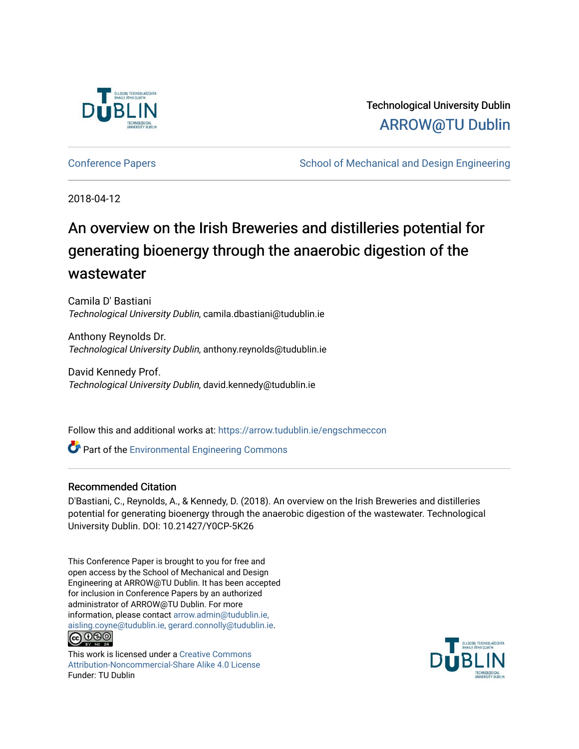Technological University Dublin

ARROW@TU Dublin

Conference Papers | School of Mechanical and Design Engineering

2018-04-12

# An overview on the Irish Breweries and distilleries potential for generating bioenergy through the anaerobic digestion of the wastewater

Camila D' Bastiani
*Technological University Dublin*, camila.dbastiani@tudublin.ie

Anthony Reynolds Dr.
*Technological University Dublin*, anthony.reynolds@tudublin.ie

David Kennedy Prof.
*Technological University Dublin*, david.kennedy@tudublin.ie

Follow this and additional works at: https://arrow.tudublin.ie/engschmeccon

Part of the Environmental Engineering Commons

## Recommended Citation

D'Bastiani, C., Reynolds, A., & Kennedy, D. (2018). An overview on the Irish Breweries and distilleries potential for generating bioenergy through the anaerobic digestion of the wastewater. Technological University Dublin. DOI: 10.21427/Y0CP-5K26

This Conference Paper is brought to you for free and open access by the School of Mechanical and Design Engineering at ARROW@TU Dublin. It has been accepted for inclusion in Conference Papers by an authorized administrator of ARROW@TU Dublin. For more information, please contact arrow.admin@tudublin.ie, aisling.coyne@tudublin.ie, gerard.connolly@tudublin.ie.

This work is licensed under a Creative Commons Attribution-Noncommercial-Share Alike 4.0 License
Funder: TU Dublin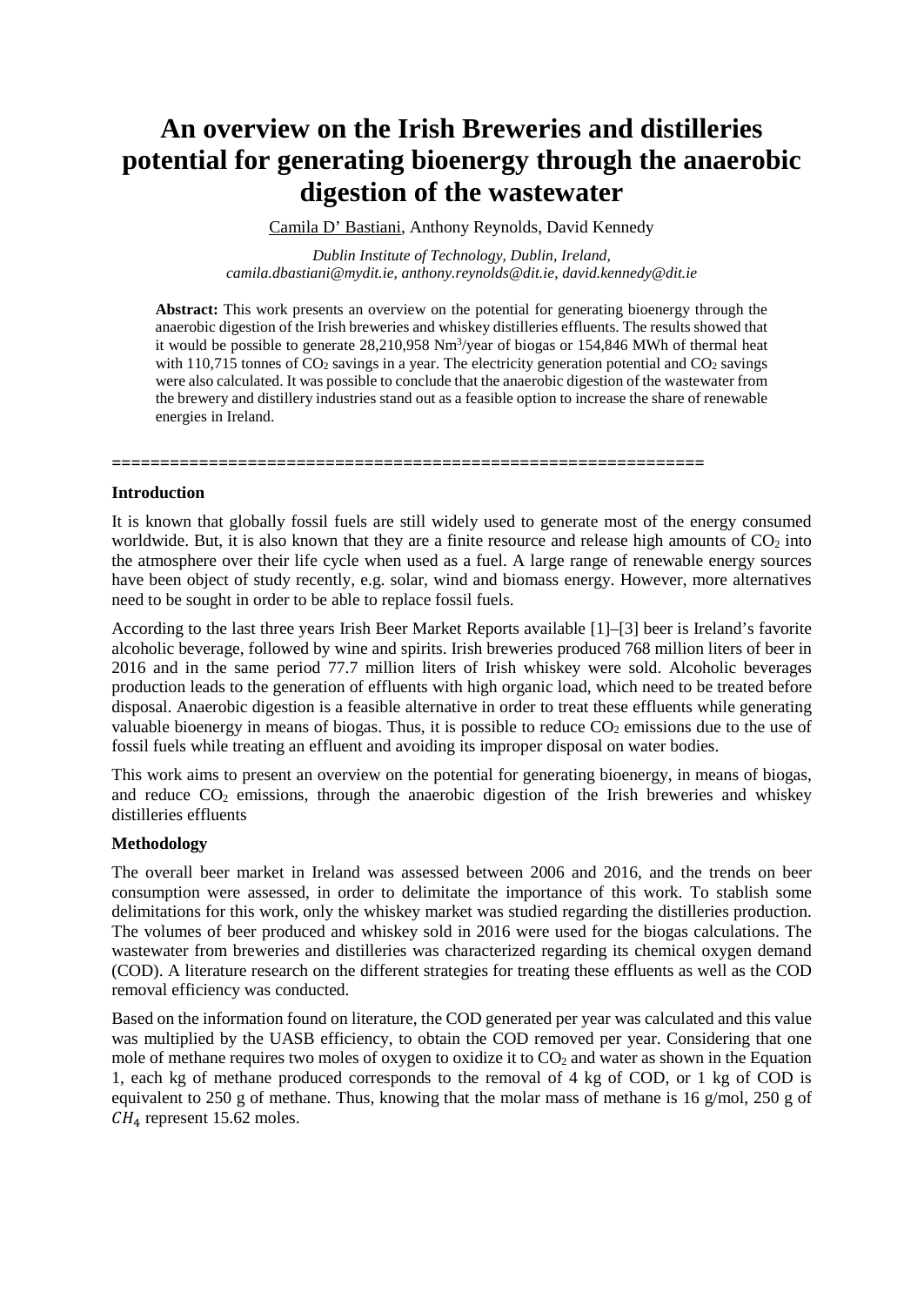# An overview on the Irish Breweries and distilleries potential for generating bioenergy through the anaerobic digestion of the wastewater

Camila D' Bastiani, Anthony Reynolds, David Kennedy

*Dublin Institute of Technology, Dublin, Ireland, camila.dbastiani@mydit.ie, anthony.reynolds@dit.ie, david.kennedy@dit.ie*

**Abstract:** This work presents an overview on the potential for generating bioenergy through the anaerobic digestion of the Irish breweries and whiskey distilleries effluents. The results showed that it would be possible to generate 28,210,958 $Nm^3$/year of biogas or 154,846 MWh of thermal heat with 110,715 tonnes of $CO_2$ savings in a year. The electricity generation potential and $CO_2$ savings were also calculated. It was possible to conclude that the anaerobic digestion of the wastewater from the brewery and distillery industries stand out as a feasible option to increase the share of renewable energies in Ireland.

==========================================================

**Introduction**

It is known that globally fossil fuels are still widely used to generate most of the energy consumed worldwide. But, it is also known that they are a finite resource and release high amounts of $CO_2$ into the atmosphere over their life cycle when used as a fuel. A large range of renewable energy sources have been object of study recently, e.g. solar, wind and biomass energy. However, more alternatives need to be sought in order to be able to replace fossil fuels.

According to the last three years Irish Beer Market Reports available [1]–[3] beer is Ireland's favorite alcoholic beverage, followed by wine and spirits. Irish breweries produced 768 million liters of beer in 2016 and in the same period 77.7 million liters of Irish whiskey were sold. Alcoholic beverages production leads to the generation of effluents with high organic load, which need to be treated before disposal. Anaerobic digestion is a feasible alternative in order to treat these effluents while generating valuable bioenergy in means of biogas. Thus, it is possible to reduce $CO_2$ emissions due to the use of fossil fuels while treating an effluent and avoiding its improper disposal on water bodies.

This work aims to present an overview on the potential for generating bioenergy, in means of biogas, and reduce $CO_2$ emissions, through the anaerobic digestion of the Irish breweries and whiskey distilleries effluents

**Methodology**

The overall beer market in Ireland was assessed between 2006 and 2016, and the trends on beer consumption were assessed, in order to delimitate the importance of this work. To stablish some delimitations for this work, only the whiskey market was studied regarding the distilleries production. The volumes of beer produced and whiskey sold in 2016 were used for the biogas calculations. The wastewater from breweries and distilleries was characterized regarding its chemical oxygen demand (COD). A literature research on the different strategies for treating these effluents as well as the COD removal efficiency was conducted.

Based on the information found on literature, the COD generated per year was calculated and this value was multiplied by the UASB efficiency, to obtain the COD removed per year. Considering that one mole of methane requires two moles of oxygen to oxidize it to $CO_2$ and water as shown in the Equation 1, each kg of methane produced corresponds to the removal of 4 kg of COD, or 1 kg of COD is equivalent to 250 g of methane. Thus, knowing that the molar mass of methane is 16 g/mol, 250 g of $CH_4$ represent 15.62 moles.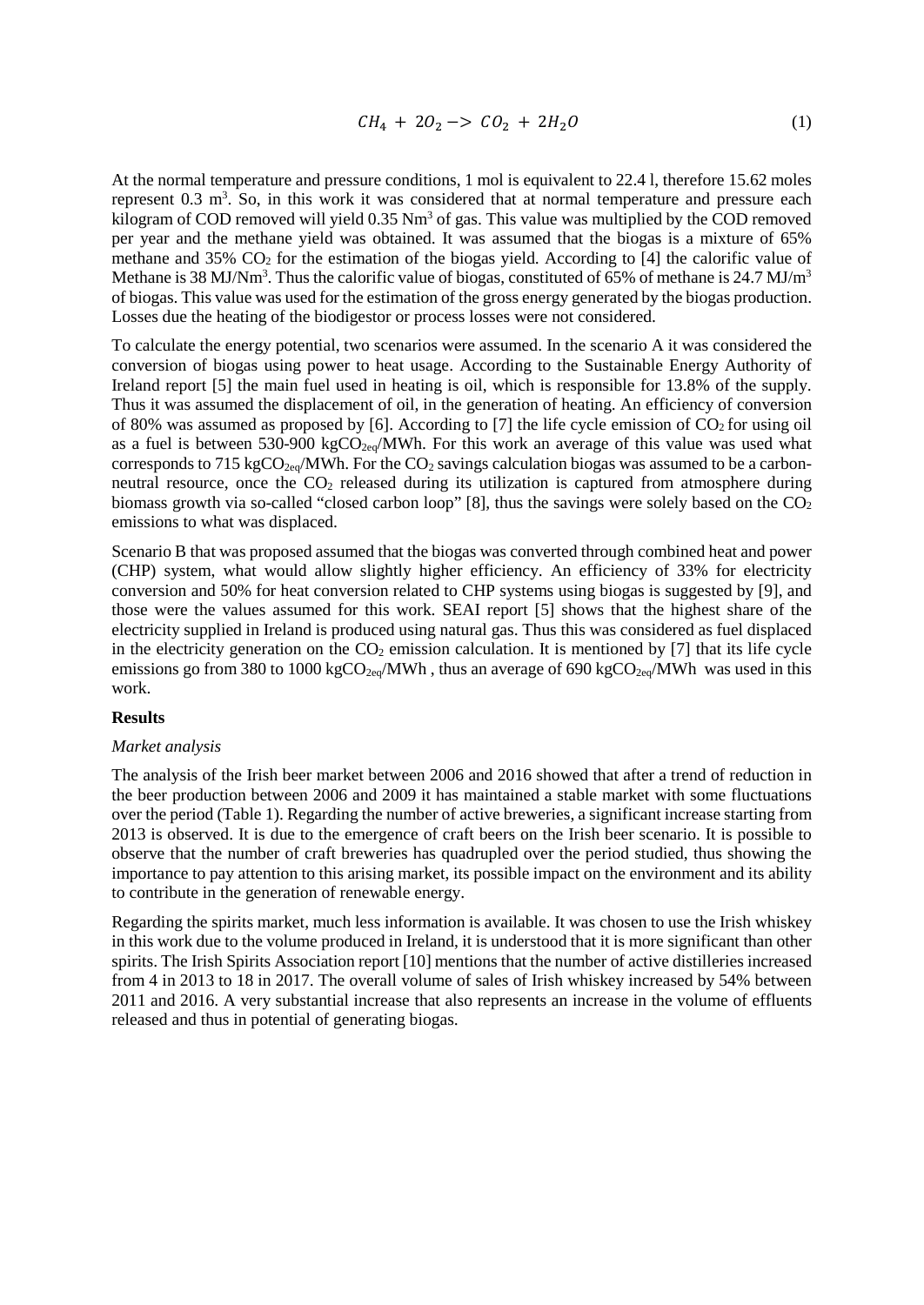$$CH_4 + 2O_2 -> CO_2 + 2H_2O \tag{1}$$

At the normal temperature and pressure conditions, 1 mol is equivalent to 22.4 l, therefore 15.62 moles represent 0.3 $m^3$. So, in this work it was considered that at normal temperature and pressure each kilogram of COD removed will yield 0.35 $Nm^3$ of gas. This value was multiplied by the COD removed per year and the methane yield was obtained. It was assumed that the biogas is a mixture of 65% methane and 35% $CO_2$ for the estimation of the biogas yield. According to [4] the calorific value of Methane is 38 MJ/$Nm^3$. Thus the calorific value of biogas, constituted of 65% of methane is 24.7 MJ/$m^3$ of biogas. This value was used for the estimation of the gross energy generated by the biogas production. Losses due the heating of the biodigestor or process losses were not considered.

To calculate the energy potential, two scenarios were assumed. In the scenario A it was considered the conversion of biogas using power to heat usage. According to the Sustainable Energy Authority of Ireland report [5] the main fuel used in heating is oil, which is responsible for 13.8% of the supply. Thus it was assumed the displacement of oil, in the generation of heating. An efficiency of conversion of 80% was assumed as proposed by [6]. According to [7] the life cycle emission of $CO_2$ for using oil as a fuel is between 530-900 $kgCO_{2eq}$/MWh. For this work an average of this value was used what corresponds to 715 $kgCO_{2eq}$/MWh. For the $CO_2$ savings calculation biogas was assumed to be a carbon-neutral resource, once the $CO_2$ released during its utilization is captured from atmosphere during biomass growth via so-called "closed carbon loop" [8], thus the savings were solely based on the $CO_2$ emissions to what was displaced.

Scenario B that was proposed assumed that the biogas was converted through combined heat and power (CHP) system, what would allow slightly higher efficiency. An efficiency of 33% for electricity conversion and 50% for heat conversion related to CHP systems using biogas is suggested by [9], and those were the values assumed for this work. SEAI report [5] shows that the highest share of the electricity supplied in Ireland is produced using natural gas. Thus this was considered as fuel displaced in the electricity generation on the $CO_2$ emission calculation. It is mentioned by [7] that its life cycle emissions go from 380 to 1000 $kgCO_{2eq}$/MWh , thus an average of 690 $kgCO_{2eq}$/MWh was used in this work.

## Results

*Market analysis*

The analysis of the Irish beer market between 2006 and 2016 showed that after a trend of reduction in the beer production between 2006 and 2009 it has maintained a stable market with some fluctuations over the period (Table 1). Regarding the number of active breweries, a significant increase starting from 2013 is observed. It is due to the emergence of craft beers on the Irish beer scenario. It is possible to observe that the number of craft breweries has quadrupled over the period studied, thus showing the importance to pay attention to this arising market, its possible impact on the environment and its ability to contribute in the generation of renewable energy.

Regarding the spirits market, much less information is available. It was chosen to use the Irish whiskey in this work due to the volume produced in Ireland, it is understood that it is more significant than other spirits. The Irish Spirits Association report [10] mentions that the number of active distilleries increased from 4 in 2013 to 18 in 2017. The overall volume of sales of Irish whiskey increased by 54% between 2011 and 2016. A very substantial increase that also represents an increase in the volume of effluents released and thus in potential of generating biogas.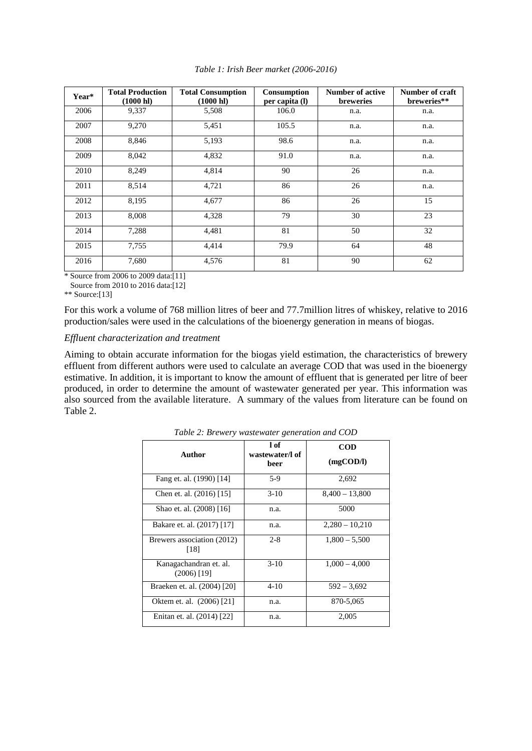*Table 1: Irish Beer market (2006-2016)*

| Year* | Total Production (1000 hl) | Total Consumption (1000 hl) | Consumption per capita (l) | Number of active breweries | Number of craft breweries** |
|---|---|---|---|---|---|
| 2006 | 9,337 | 5,508 | 106.0 | n.a. | n.a. |
| 2007 | 9,270 | 5,451 | 105.5 | n.a. | n.a. |
| 2008 | 8,846 | 5,193 | 98.6 | n.a. | n.a. |
| 2009 | 8,042 | 4,832 | 91.0 | n.a. | n.a. |
| 2010 | 8,249 | 4,814 | 90 | 26 | n.a. |
| 2011 | 8,514 | 4,721 | 86 | 26 | n.a. |
| 2012 | 8,195 | 4,677 | 86 | 26 | 15 |
| 2013 | 8,008 | 4,328 | 79 | 30 | 23 |
| 2014 | 7,288 | 4,481 | 81 | 50 | 32 |
| 2015 | 7,755 | 4,414 | 79.9 | 64 | 48 |
| 2016 | 7,680 | 4,576 | 81 | 90 | 62 |

\* Source from 2006 to 2009 data:[11]
Source from 2010 to 2016 data:[12]
** Source:[13]

For this work a volume of 768 million litres of beer and 77.7million litres of whiskey, relative to 2016 production/sales were used in the calculations of the bioenergy generation in means of biogas.

*Effluent characterization and treatment*

Aiming to obtain accurate information for the biogas yield estimation, the characteristics of brewery effluent from different authors were used to calculate an average COD that was used in the bioenergy estimative. In addition, it is important to know the amount of effluent that is generated per litre of beer produced, in order to determine the amount of wastewater generated per year. This information was also sourced from the available literature. A summary of the values from literature can be found on Table 2.

*Table 2: Brewery wastewater generation and COD*

| Author | l of wastewater/l of beer | COD (mgCOD/l) |
|---|---|---|
| Fang et. al. (1990) [14] | 5-9 | 2,692 |
| Chen et. al. (2016) [15] | 3-10 | 8,400 – 13,800 |
| Shao et. al. (2008) [16] | n.a. | 5000 |
| Bakare et. al. (2017) [17] | n.a. | 2,280 – 10,210 |
| Brewers association (2012) [18] | 2-8 | 1,800 – 5,500 |
| Kanagachandran et. al. (2006) [19] | 3-10 | 1,000 – 4,000 |
| Braeken et. al. (2004) [20] | 4-10 | 592 – 3,692 |
| Oktem et. al. (2006) [21] | n.a. | 870-5,065 |
| Enitan et. al. (2014) [22] | n.a. | 2,005 |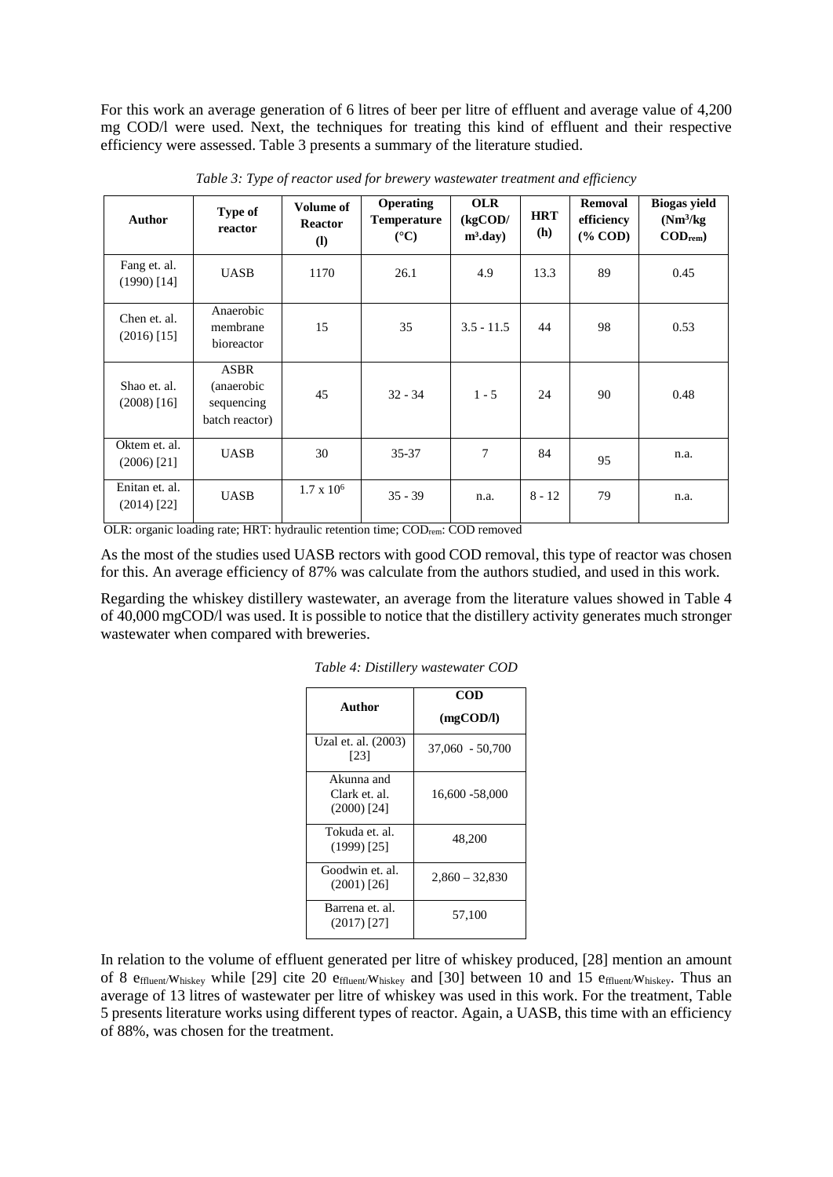For this work an average generation of 6 litres of beer per litre of effluent and average value of 4,200 mg COD/l were used. Next, the techniques for treating this kind of effluent and their respective efficiency were assessed. Table 3 presents a summary of the literature studied.

*Table 3: Type of reactor used for brewery wastewater treatment and efficiency*

| Author | Type of reactor | Volume of Reactor (l) | Operating Temperature (°C) | OLR (kgCOD/ $m^3$.day) | HRT (h) | Removal efficiency (% COD) | Biogas yield ($Nm^3$/kg $COD_{rem}$) |
|---|---|---|---|---|---|---|---|
| Fang et. al. (1990) [14] | UASB | 1170 | 26.1 | 4.9 | 13.3 | 89 | 0.45 |
| Chen et. al. (2016) [15] | Anaerobic membrane bioreactor | 15 | 35 | 3.5 - 11.5 | 44 | 98 | 0.53 |
| Shao et. al. (2008) [16] | ASBR (anaerobic sequencing batch reactor) | 45 | 32 - 34 | 1 - 5 | 24 | 90 | 0.48 |
| Oktem et. al. (2006) [21] | UASB | 30 | 35-37 | 7 | 84 | 95 | n.a. |
| Enitan et. al. (2014) [22] | UASB | $1.7 \times 10^6$ | 35 - 39 | n.a. | 8 - 12 | 79 | n.a. |

OLR: organic loading rate; HRT: hydraulic retention time; $COD_{rem}$: COD removed

As the most of the studies used UASB rectors with good COD removal, this type of reactor was chosen for this. An average efficiency of 87% was calculate from the authors studied, and used in this work.

Regarding the whiskey distillery wastewater, an average from the literature values showed in Table 4 of 40,000 mgCOD/l was used. It is possible to notice that the distillery activity generates much stronger wastewater when compared with breweries.

*Table 4: Distillery wastewater COD*

| Author | COD (mgCOD/l) |
|---|---|
| Uzal et. al. (2003) [23] | 37,060 - 50,700 |
| Akunna and Clark et. al. (2000) [24] | 16,600 -58,000 |
| Tokuda et. al. (1999) [25] | 48,200 |
| Goodwin et. al. (2001) [26] | 2,860 – 32,830 |
| Barrena et. al. (2017) [27] | 57,100 |

In relation to the volume of effluent generated per litre of whiskey produced, [28] mention an amount of 8 $e_{ffluent}/w_{hiskey}$ while [29] cite 20 $e_{ffluent}/w_{hiskey}$ and [30] between 10 and 15 $e_{ffluent}/w_{hiskey}$. Thus an average of 13 litres of wastewater per litre of whiskey was used in this work. For the treatment, Table 5 presents literature works using different types of reactor. Again, a UASB, this time with an efficiency of 88%, was chosen for the treatment.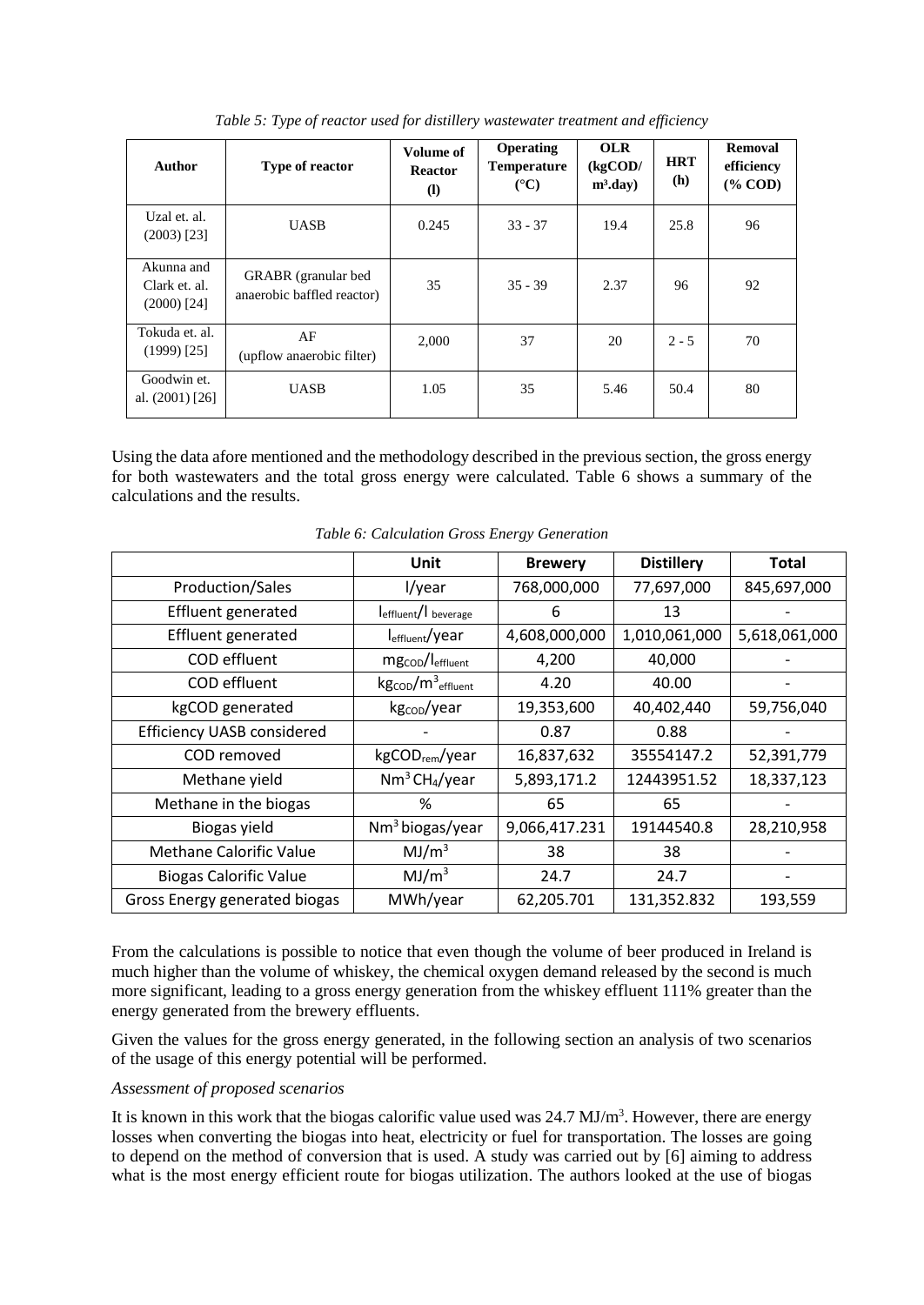*Table 5: Type of reactor used for distillery wastewater treatment and efficiency*

| Author | Type of reactor | Volume of Reactor (l) | Operating Temperature (°C) | OLR (kgCOD/ $m^3$.day) | HRT (h) | Removal efficiency (% COD) |
|---|---|---|---|---|---|---|
| Uzal et. al. (2003) [23] | UASB | 0.245 | 33 - 37 | 19.4 | 25.8 | 96 |
| Akunna and Clark et. al. (2000) [24] | GRABR (granular bed anaerobic baffled reactor) | 35 | 35 - 39 | 2.37 | 96 | 92 |
| Tokuda et. al. (1999) [25] | AF (upflow anaerobic filter) | 2,000 | 37 | 20 | 2 - 5 | 70 |
| Goodwin et. al. (2001) [26] | UASB | 1.05 | 35 | 5.46 | 50.4 | 80 |

Using the data afore mentioned and the methodology described in the previous section, the gross energy for both wastewaters and the total gross energy were calculated. Table 6 shows a summary of the calculations and the results.

*Table 6: Calculation Gross Energy Generation*

| | Unit | Brewery | Distillery | Total |
|---|---|---|---|---|
| Production/Sales | l/year | 768,000,000 | 77,697,000 | 845,697,000 |
| Effluent generated | $l_{effluent}/l_{beverage}$ | 6 | 13 | - |
| Effluent generated | $l_{effluent}$/year | 4,608,000,000 | 1,010,061,000 | 5,618,061,000 |
| COD effluent | $mg_{COD}/l_{effluent}$ | 4,200 | 40,000 | - |
| COD effluent | $kg_{COD}/m^3_{effluent}$ | 4.20 | 40.00 | - |
| kgCOD generated | $kg_{COD}$/year | 19,353,600 | 40,402,440 | 59,756,040 |
| Efficiency UASB considered | - | 0.87 | 0.88 | - |
| COD removed | $kgCOD_{rem}$/year | 16,837,632 | 35554147.2 | 52,391,779 |
| Methane yield | $Nm^3$ $CH_4$/year | 5,893,171.2 | 12443951.52 | 18,337,123 |
| Methane in the biogas | % | 65 | 65 | - |
| Biogas yield | $Nm^3$ biogas/year | 9,066,417.231 | 19144540.8 | 28,210,958 |
| Methane Calorific Value | $MJ/m^3$ | 38 | 38 | - |
| Biogas Calorific Value | $MJ/m^3$ | 24.7 | 24.7 | - |
| Gross Energy generated biogas | MWh/year | 62,205.701 | 131,352.832 | 193,559 |

From the calculations is possible to notice that even though the volume of beer produced in Ireland is much higher than the volume of whiskey, the chemical oxygen demand released by the second is much more significant, leading to a gross energy generation from the whiskey effluent 111% greater than the energy generated from the brewery effluents.

Given the values for the gross energy generated, in the following section an analysis of two scenarios of the usage of this energy potential will be performed.

*Assessment of proposed scenarios*

It is known in this work that the biogas calorific value used was 24.7 $MJ/m^3$. However, there are energy losses when converting the biogas into heat, electricity or fuel for transportation. The losses are going to depend on the method of conversion that is used. A study was carried out by [6] aiming to address what is the most energy efficient route for biogas utilization. The authors looked at the use of biogas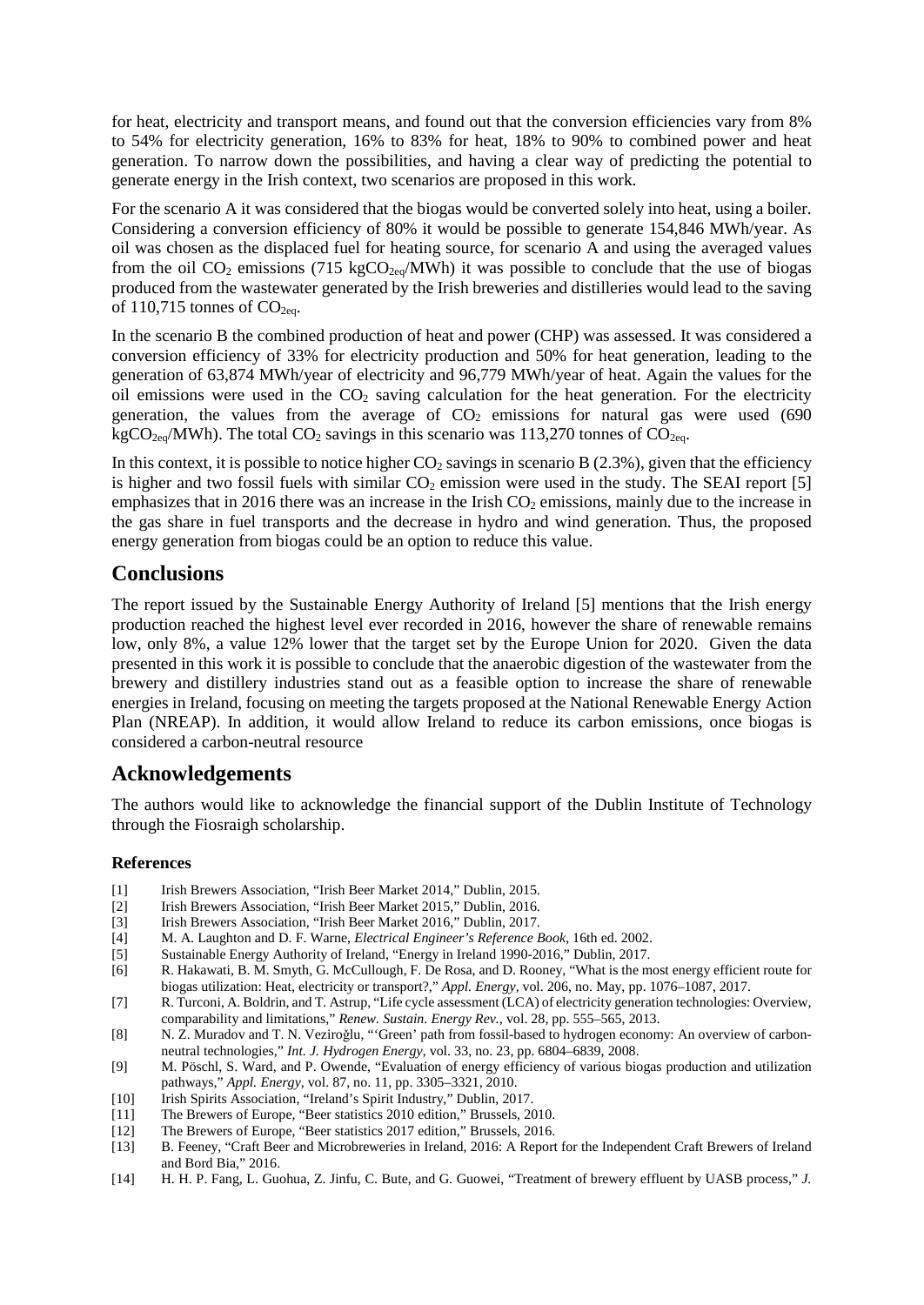for heat, electricity and transport means, and found out that the conversion efficiencies vary from 8% to 54% for electricity generation, 16% to 83% for heat, 18% to 90% to combined power and heat generation. To narrow down the possibilities, and having a clear way of predicting the potential to generate energy in the Irish context, two scenarios are proposed in this work.

For the scenario A it was considered that the biogas would be converted solely into heat, using a boiler. Considering a conversion efficiency of 80% it would be possible to generate 154,846 MWh/year. As oil was chosen as the displaced fuel for heating source, for scenario A and using the averaged values from the oil $CO_2$ emissions (715 $kgCO_{2eq}$/MWh) it was possible to conclude that the use of biogas produced from the wastewater generated by the Irish breweries and distilleries would lead to the saving of 110,715 tonnes of $CO_{2eq}$.

In the scenario B the combined production of heat and power (CHP) was assessed. It was considered a conversion efficiency of 33% for electricity production and 50% for heat generation, leading to the generation of 63,874 MWh/year of electricity and 96,779 MWh/year of heat. Again the values for the oil emissions were used in the $CO_2$ saving calculation for the heat generation. For the electricity generation, the values from the average of $CO_2$ emissions for natural gas were used (690 $kgCO_{2eq}$/MWh). The total $CO_2$ savings in this scenario was 113,270 tonnes of $CO_{2eq}$.

In this context, it is possible to notice higher $CO_2$ savings in scenario B (2.3%), given that the efficiency is higher and two fossil fuels with similar $CO_2$ emission were used in the study. The SEAI report [5] emphasizes that in 2016 there was an increase in the Irish $CO_2$ emissions, mainly due to the increase in the gas share in fuel transports and the decrease in hydro and wind generation. Thus, the proposed energy generation from biogas could be an option to reduce this value.

## Conclusions

The report issued by the Sustainable Energy Authority of Ireland [5] mentions that the Irish energy production reached the highest level ever recorded in 2016, however the share of renewable remains low, only 8%, a value 12% lower that the target set by the Europe Union for 2020. Given the data presented in this work it is possible to conclude that the anaerobic digestion of the wastewater from the brewery and distillery industries stand out as a feasible option to increase the share of renewable energies in Ireland, focusing on meeting the targets proposed at the National Renewable Energy Action Plan (NREAP). In addition, it would allow Ireland to reduce its carbon emissions, once biogas is considered a carbon-neutral resource

## Acknowledgements

The authors would like to acknowledge the financial support of the Dublin Institute of Technology through the Fiosraigh scholarship.

### References

[1] Irish Brewers Association, "Irish Beer Market 2014," Dublin, 2015.
[2] Irish Brewers Association, "Irish Beer Market 2015," Dublin, 2016.
[3] Irish Brewers Association, "Irish Beer Market 2016," Dublin, 2017.
[4] M. A. Laughton and D. F. Warne, *Electrical Engineer's Reference Book*, 16th ed. 2002.
[5] Sustainable Energy Authority of Ireland, "Energy in Ireland 1990-2016," Dublin, 2017.
[6] R. Hakawati, B. M. Smyth, G. McCullough, F. De Rosa, and D. Rooney, "What is the most energy efficient route for biogas utilization: Heat, electricity or transport?," *Appl. Energy*, vol. 206, no. May, pp. 1076–1087, 2017.
[7] R. Turconi, A. Boldrin, and T. Astrup, "Life cycle assessment (LCA) of electricity generation technologies: Overview, comparability and limitations," *Renew. Sustain. Energy Rev.*, vol. 28, pp. 555–565, 2013.
[8] N. Z. Muradov and T. N. Veziroğlu, "'Green' path from fossil-based to hydrogen economy: An overview of carbon-neutral technologies," *Int. J. Hydrogen Energy*, vol. 33, no. 23, pp. 6804–6839, 2008.
[9] M. Pöschl, S. Ward, and P. Owende, "Evaluation of energy efficiency of various biogas production and utilization pathways," *Appl. Energy*, vol. 87, no. 11, pp. 3305–3321, 2010.
[10] Irish Spirits Association, "Ireland's Spirit Industry," Dublin, 2017.
[11] The Brewers of Europe, "Beer statistics 2010 edition," Brussels, 2010.
[12] The Brewers of Europe, "Beer statistics 2017 edition," Brussels, 2016.
[13] B. Feeney, "Craft Beer and Microbreweries in Ireland, 2016: A Report for the Independent Craft Brewers of Ireland and Bord Bia," 2016.
[14] H. H. P. Fang, L. Guohua, Z. Jinfu, C. Bute, and G. Guowei, "Treatment of brewery effluent by UASB process," *J.*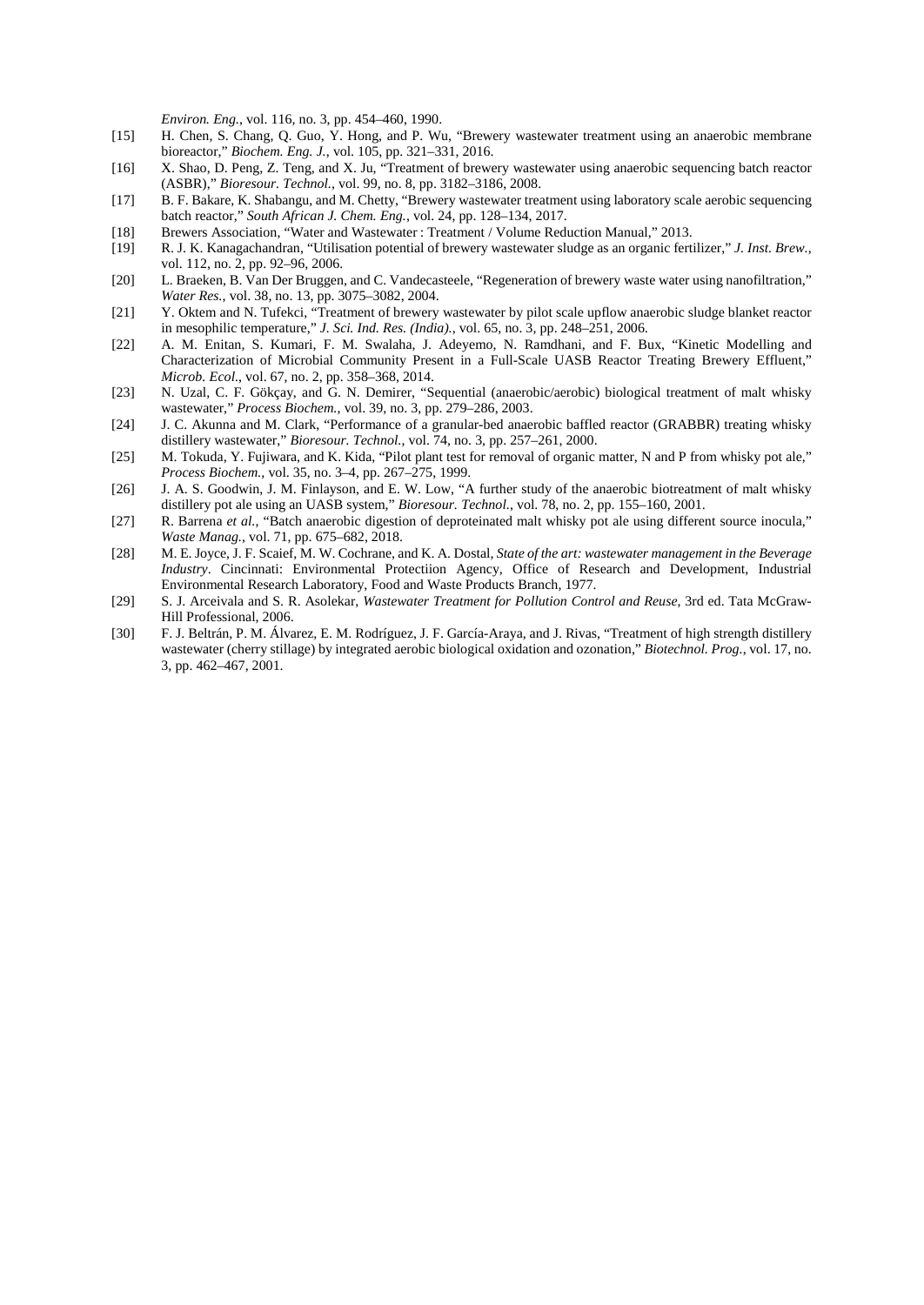*Environ. Eng.*, vol. 116, no. 3, pp. 454–460, 1990.

[15] H. Chen, S. Chang, Q. Guo, Y. Hong, and P. Wu, "Brewery wastewater treatment using an anaerobic membrane bioreactor," *Biochem. Eng. J.*, vol. 105, pp. 321–331, 2016.

[16] X. Shao, D. Peng, Z. Teng, and X. Ju, "Treatment of brewery wastewater using anaerobic sequencing batch reactor (ASBR)," *Bioresour. Technol.*, vol. 99, no. 8, pp. 3182–3186, 2008.

[17] B. F. Bakare, K. Shabangu, and M. Chetty, "Brewery wastewater treatment using laboratory scale aerobic sequencing batch reactor," *South African J. Chem. Eng.*, vol. 24, pp. 128–134, 2017.

[18] Brewers Association, "Water and Wastewater : Treatment / Volume Reduction Manual," 2013.

[19] R. J. K. Kanagachandran, "Utilisation potential of brewery wastewater sludge as an organic fertilizer," *J. Inst. Brew.*, vol. 112, no. 2, pp. 92–96, 2006.

[20] L. Braeken, B. Van Der Bruggen, and C. Vandecasteele, "Regeneration of brewery waste water using nanofiltration," *Water Res.*, vol. 38, no. 13, pp. 3075–3082, 2004.

[21] Y. Oktem and N. Tufekci, "Treatment of brewery wastewater by pilot scale upflow anaerobic sludge blanket reactor in mesophilic temperature," *J. Sci. Ind. Res. (India).*, vol. 65, no. 3, pp. 248–251, 2006.

[22] A. M. Enitan, S. Kumari, F. M. Swalaha, J. Adeyemo, N. Ramdhani, and F. Bux, "Kinetic Modelling and Characterization of Microbial Community Present in a Full-Scale UASB Reactor Treating Brewery Effluent," *Microb. Ecol.*, vol. 67, no. 2, pp. 358–368, 2014.

[23] N. Uzal, C. F. Gökçay, and G. N. Demirer, "Sequential (anaerobic/aerobic) biological treatment of malt whisky wastewater," *Process Biochem.*, vol. 39, no. 3, pp. 279–286, 2003.

[24] J. C. Akunna and M. Clark, "Performance of a granular-bed anaerobic baffled reactor (GRABBR) treating whisky distillery wastewater," *Bioresour. Technol.*, vol. 74, no. 3, pp. 257–261, 2000.

[25] M. Tokuda, Y. Fujiwara, and K. Kida, "Pilot plant test for removal of organic matter, N and P from whisky pot ale," *Process Biochem.*, vol. 35, no. 3–4, pp. 267–275, 1999.

[26] J. A. S. Goodwin, J. M. Finlayson, and E. W. Low, "A further study of the anaerobic biotreatment of malt whisky distillery pot ale using an UASB system," *Bioresour. Technol.*, vol. 78, no. 2, pp. 155–160, 2001.

[27] R. Barrena *et al.*, "Batch anaerobic digestion of deproteinated malt whisky pot ale using different source inocula," *Waste Manag.*, vol. 71, pp. 675–682, 2018.

[28] M. E. Joyce, J. F. Scaief, M. W. Cochrane, and K. A. Dostal, *State of the art: wastewater management in the Beverage Industry*. Cincinnati: Environmental Protectiion Agency, Office of Research and Development, Industrial Environmental Research Laboratory, Food and Waste Products Branch, 1977.

[29] S. J. Arceivala and S. R. Asolekar, *Wastewater Treatment for Pollution Control and Reuse*, 3rd ed. Tata McGraw-Hill Professional, 2006.

[30] F. J. Beltrán, P. M. Álvarez, E. M. Rodríguez, J. F. García-Araya, and J. Rivas, "Treatment of high strength distillery wastewater (cherry stillage) by integrated aerobic biological oxidation and ozonation," *Biotechnol. Prog.*, vol. 17, no. 3, pp. 462–467, 2001.